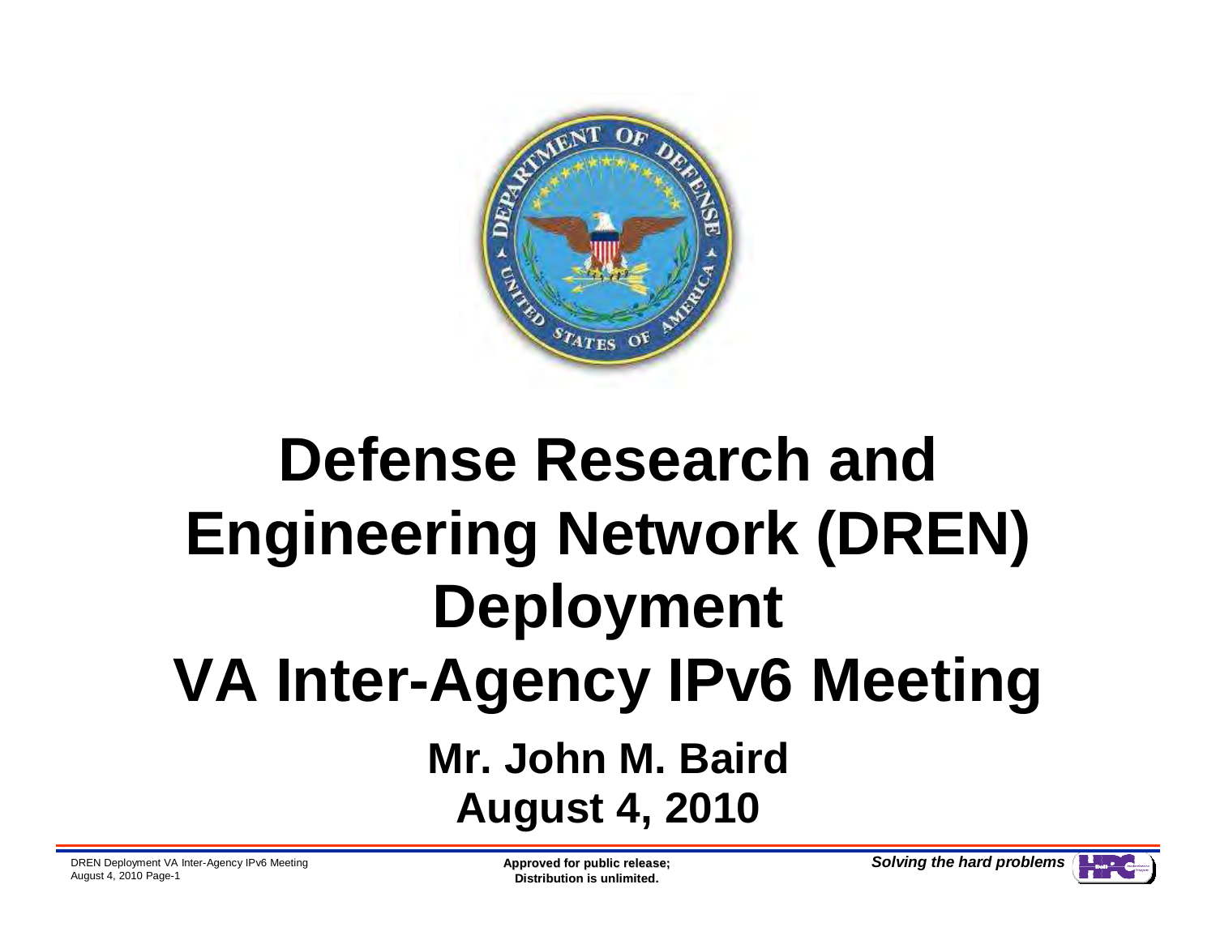# Defense Research and Engineering Network (DREN) Deployment

# VA Inter-Agency IPv6 Meeting

**Mr. John M. Baird**

**August 4, 2010**

**Approved for public release;**
**Distribution is unlimited.**

***Solving the hard problems***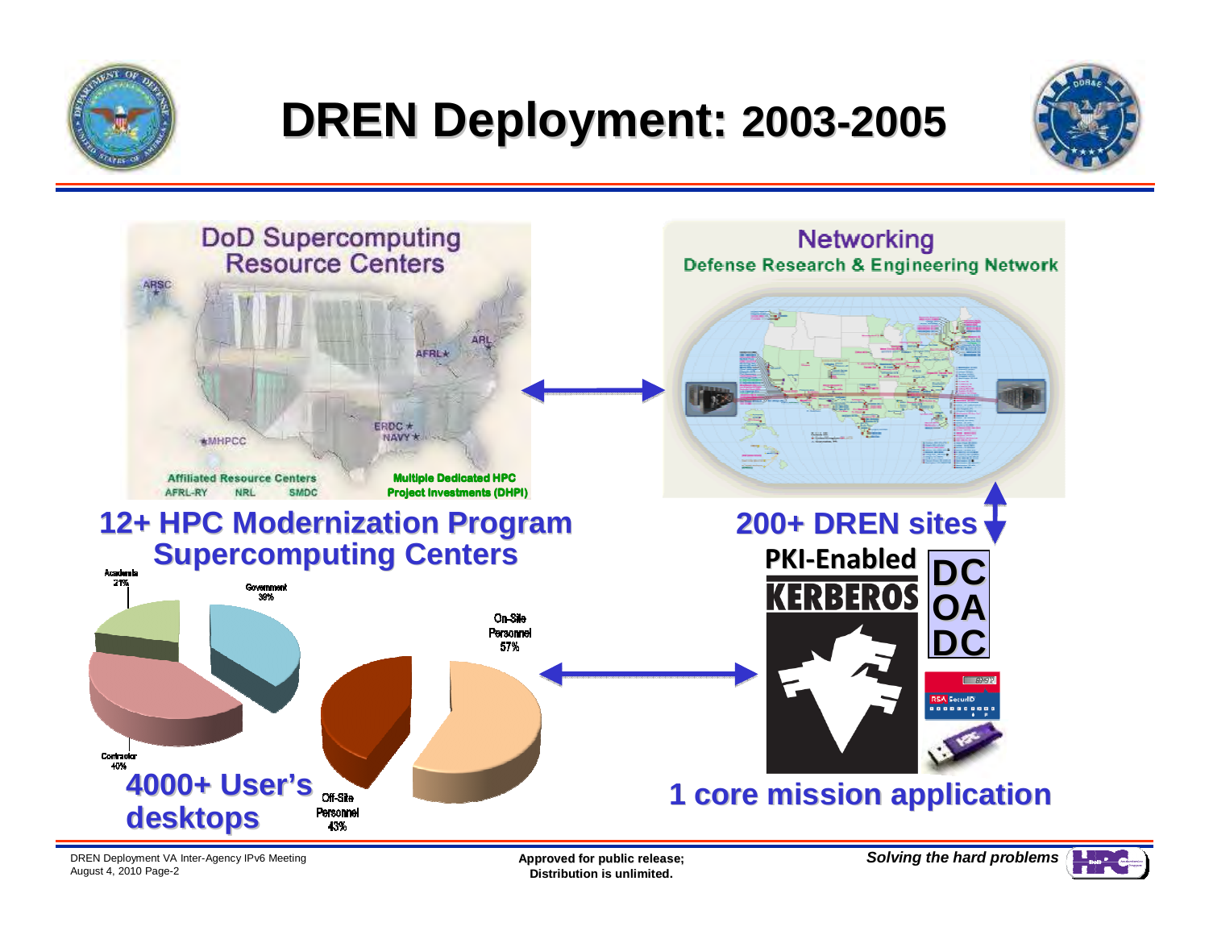# DREN Deployment: 2003-2005

## DoD Supercomputing Resource Centers

ARSC

AFRL

ARL

ERDC

NAVY

MHPCC

Affiliated Resource Centers

AFRL-RY NRL SMDC

Multiple Dedicated HPC Project Investments (DHPI)

**12+ HPC Modernization Program Supercomputing Centers**

## Networking

Defense Research & Engineering Network

**200+ DREN sites**

Academia 21%

Government 39%

Contractor 40%

On-Site Personnel 57%

Off-Site Personnel 43%

**4000+ User's desktops**

PKI-Enabled

KERBEROS

DC
OA
DC

RSA SecurID

**1 core mission application**

DREN Deployment VA Inter-Agency IPv6 Meeting
August 4, 2010

Approved for public release; Distribution is unlimited.

*Solving the hard problems*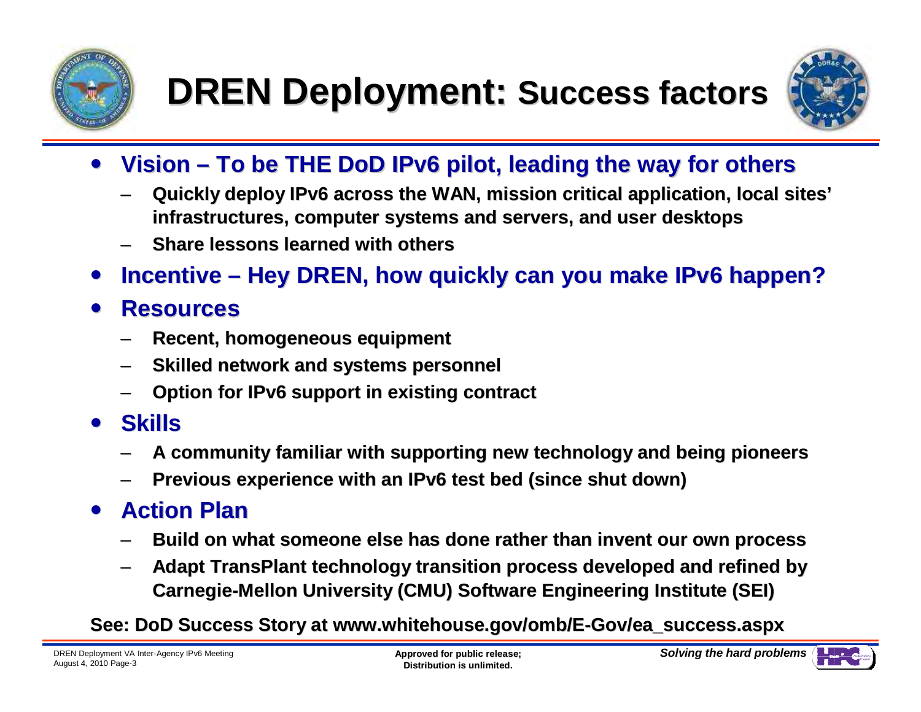# DREN Deployment: Success factors

- **Vision – To be THE DoD IPv6 pilot, leading the way for others**
  - Quickly deploy IPv6 across the WAN, mission critical application, local sites' infrastructures, computer systems and servers, and user desktops
  - Share lessons learned with others
- **Incentive – Hey DREN, how quickly can you make IPv6 happen?**
- **Resources**
  - Recent, homogeneous equipment
  - Skilled network and systems personnel
  - Option for IPv6 support in existing contract
- **Skills**
  - A community familiar with supporting new technology and being pioneers
  - Previous experience with an IPv6 test bed (since shut down)
- **Action Plan**
  - Build on what someone else has done rather than invent our own process
  - Adapt TransPlant technology transition process developed and refined by Carnegie-Mellon University (CMU) Software Engineering Institute (SEI)

**See: DoD Success Story at www.whitehouse.gov/omb/E-Gov/ea_success.aspx**

Approved for public release; Distribution is unlimited.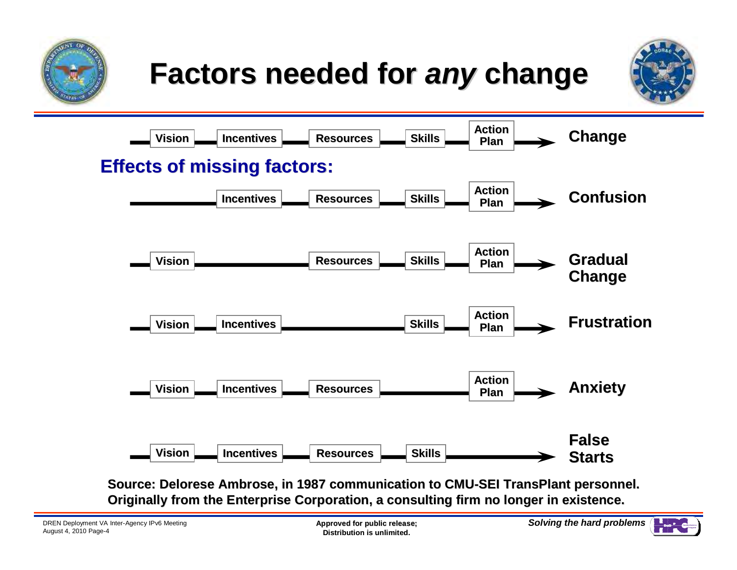# Factors needed for *any* change

Vision — Incentives — Resources — Skills — Action Plan → **Change**

## Effects of missing factors:

| Vision | Incentives | Resources | Skills | Action Plan | Result |
|---|---|---|---|---|---|
| | Incentives | Resources | Skills | Action Plan | Confusion |
| Vision | | Resources | Skills | Action Plan | Gradual Change |
| Vision | Incentives | | Skills | Action Plan | Frustration |
| Vision | Incentives | Resources | | Action Plan | Anxiety |
| Vision | Incentives | Resources | Skills | | False Starts |

**Source: Delorese Ambrose, in 1987 communication to CMU-SEI TransPlant personnel. Originally from the Enterprise Corporation, a consulting firm no longer in existence.**

DREN Deployment VA Inter-Agency IPv6 Meeting
August 4, 2010

**Approved for public release; Distribution is unlimited.**

***Solving the hard problems***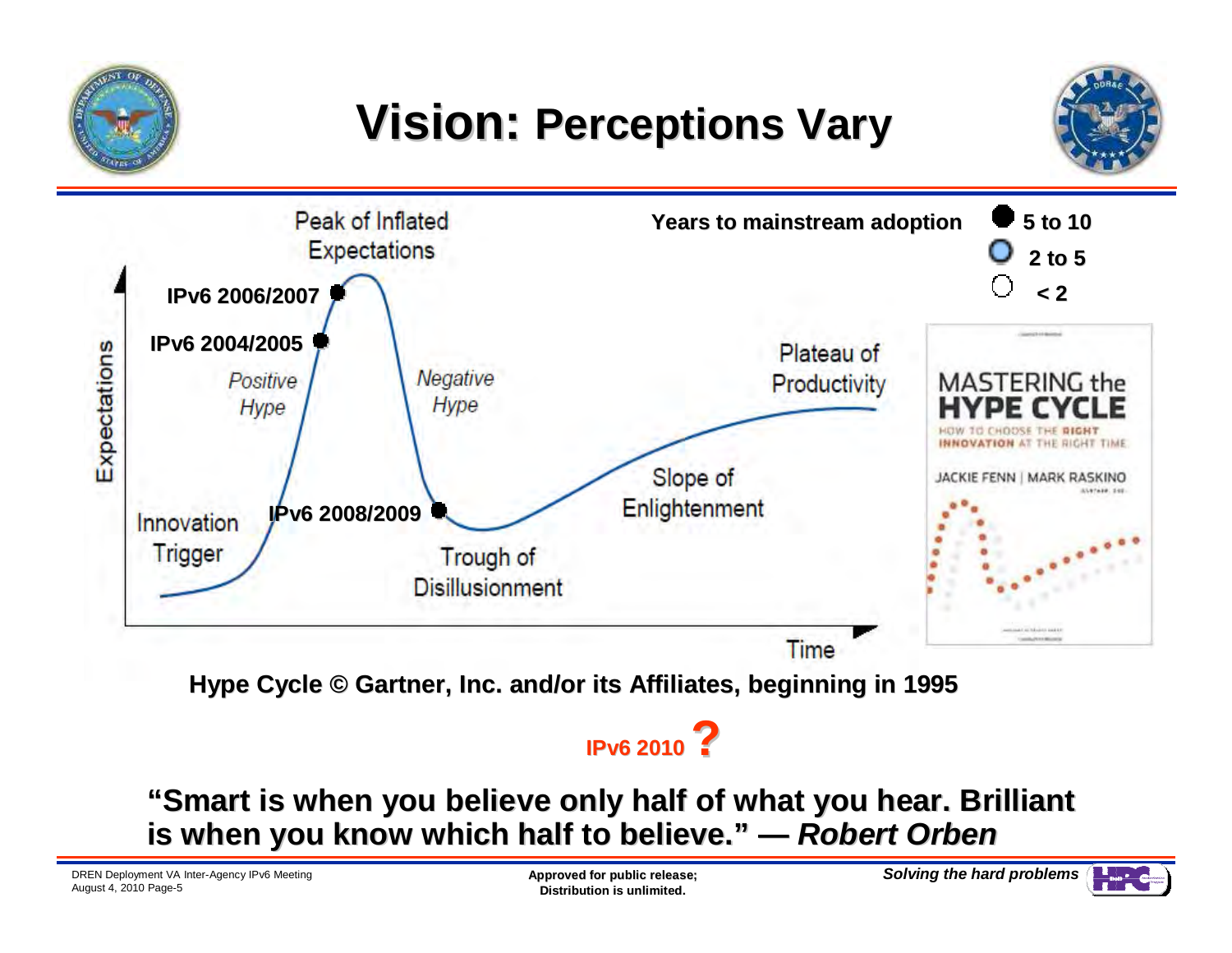# Vision: Perceptions Vary

Peak of Inflated Expectations

Years to mainstream adoption
- ● 5 to 10
- ○ 2 to 5
- ○ < 2

IPv6 2006/2007

IPv6 2004/2005

*Positive Hype*

*Negative Hype*

Plateau of Productivity

Expectations

Slope of Enlightenment

Innovation Trigger

IPv6 2008/2009

Trough of Disillusionment

Time

MASTERING the HYPE CYCLE
HOW TO CHOOSE THE RIGHT INNOVATION AT THE RIGHT TIME
JACKIE FENN | MARK RASKINO

**Hype Cycle © Gartner, Inc. and/or its Affiliates, beginning in 1995**

**IPv6 2010 ?**

**"Smart is when you believe only half of what you hear. Brilliant is when you know which half to believe." —** ***Robert Orben***

DREN Deployment VA Inter-Agency IPv6 Meeting
August 4, 2010

**Approved for public release; Distribution is unlimited.**

***Solving the hard problems***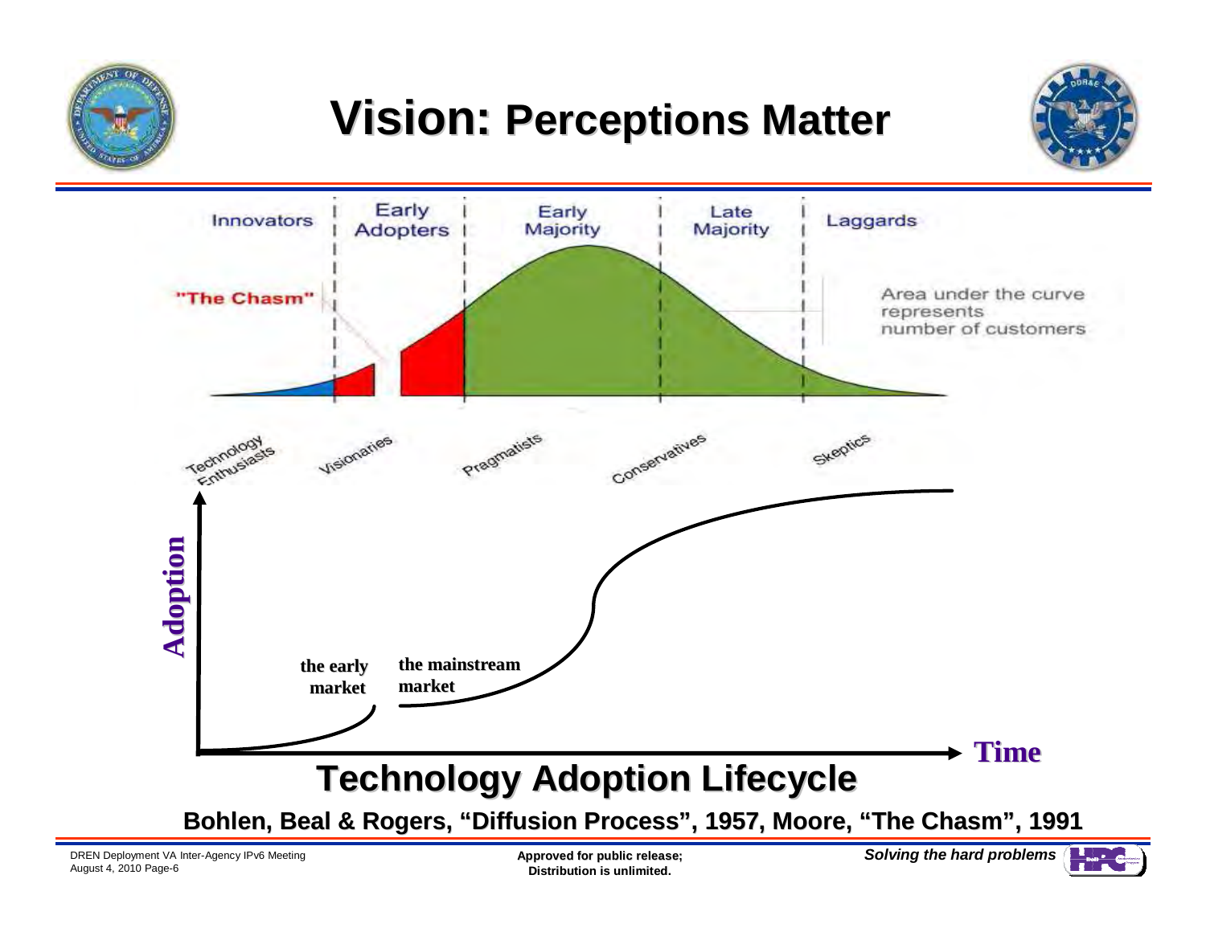# Vision: Perceptions Matter

Innovators | Early Adopters | Early Majority | Late Majority | Laggards

"The Chasm"

Area under the curve represents number of customers

Technology Enthusiasts | Visionaries | Pragmatists | Conservatives | Skeptics

Adoption

the early market

the mainstream market

Time

## Technology Adoption Lifecycle

**Bohlen, Beal & Rogers, "Diffusion Process", 1957, Moore, "The Chasm", 1991**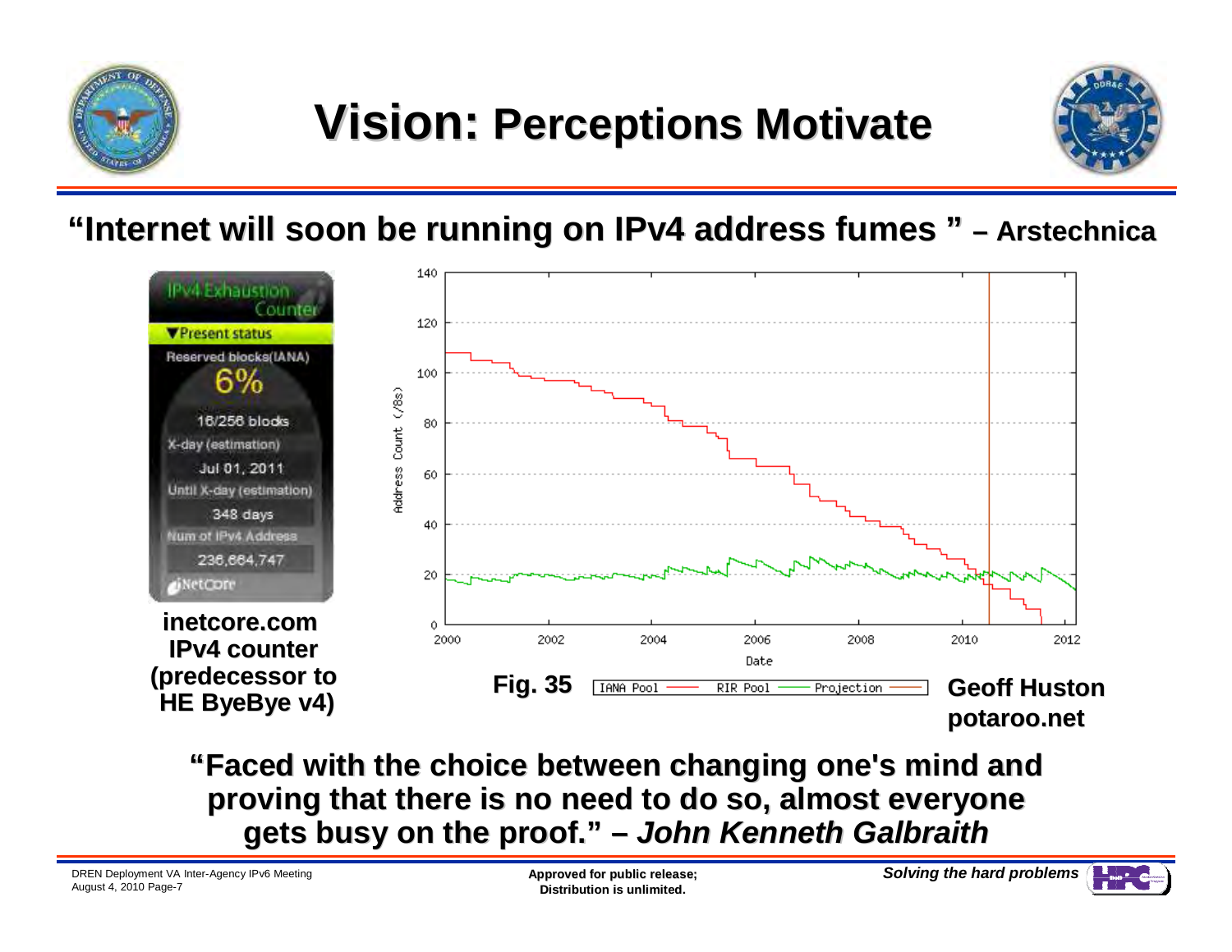# Vision: Perceptions Motivate

**"Internet will soon be running on IPv4 address fumes " – Arstechnica**

IPv4 Exhaustion Counter

▼Present status

Reserved blocks(IANA)

6%

16/256 blocks

X-day (estimation)

Jul 01, 2011

Until X-day (estimation)

348 days

Num of IPv4 Address

236,664,747

iNetCore

**inetcore.com IPv4 counter (predecessor to HE ByeBye v4)**

**Fig. 35**

IANA Pool — RIR Pool — Projection —

**Geoff Huston potaroo.net**

**"Faced with the choice between changing one's mind and proving that there is no need to do so, almost everyone gets busy on the proof." –** ***John Kenneth Galbraith***

DREN Deployment VA Inter-Agency IPv6 Meeting
August 4, 2010

**Approved for public release; Distribution is unlimited.**

***Solving the hard problems***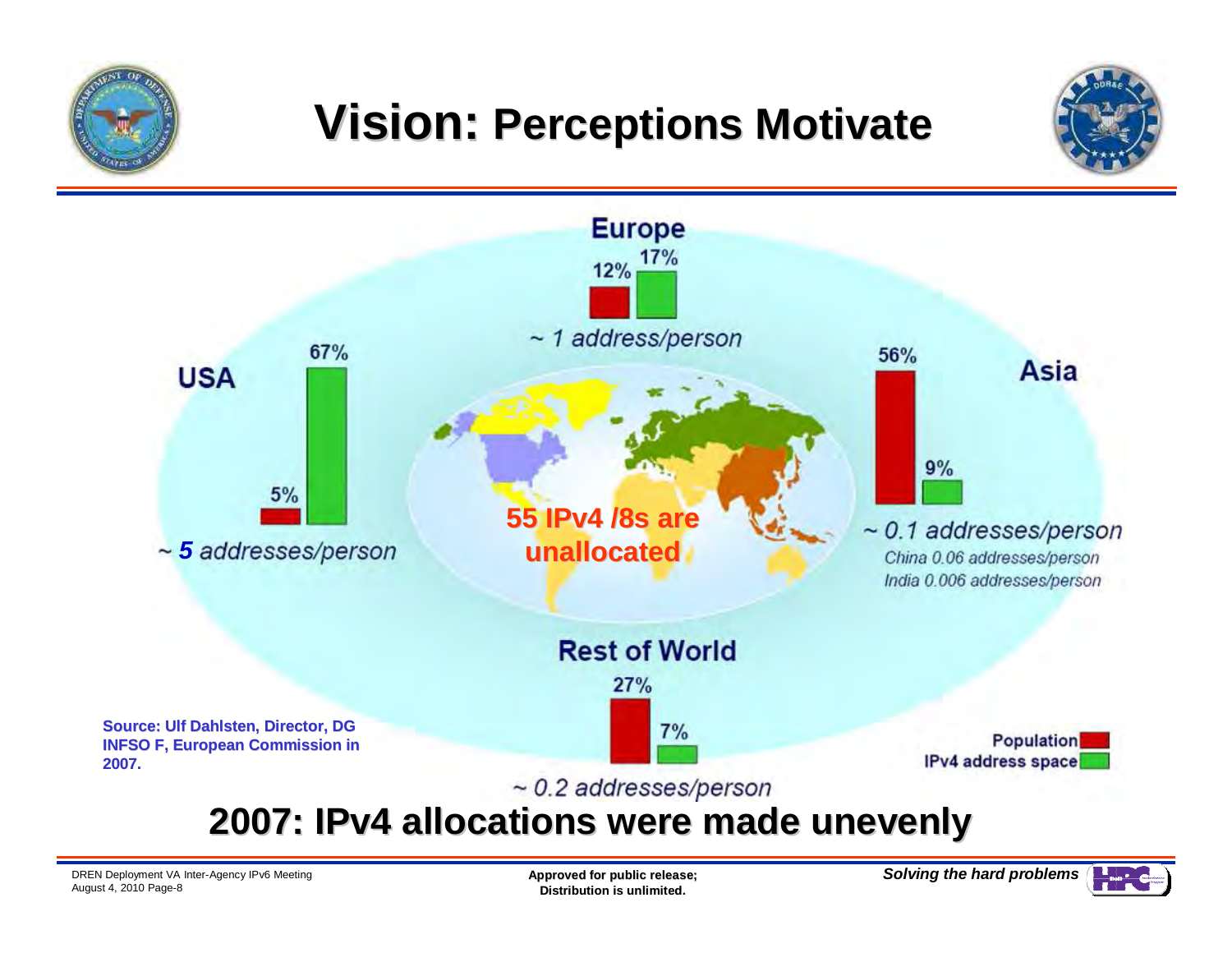# Vision: Perceptions Motivate

**Europe**

12% 17%

~ 1 address/person

**USA**

5% 67%

~ ***5*** addresses/person

**Asia**

56% 9%

~ 0.1 addresses/person

China 0.06 addresses/person

India 0.006 addresses/person

**55 IPv4 /8s are unallocated**

**Rest of World**

27% 7%

~ 0.2 addresses/person

Population

IPv4 address space

**Source: Ulf Dahlsten, Director, DG INFSO F, European Commission in 2007.**

## 2007: IPv4 allocations were made unevenly

DREN Deployment VA Inter-Agency IPv6 Meeting
August 4, 2010

**Approved for public release; Distribution is unlimited.**

***Solving the hard problems***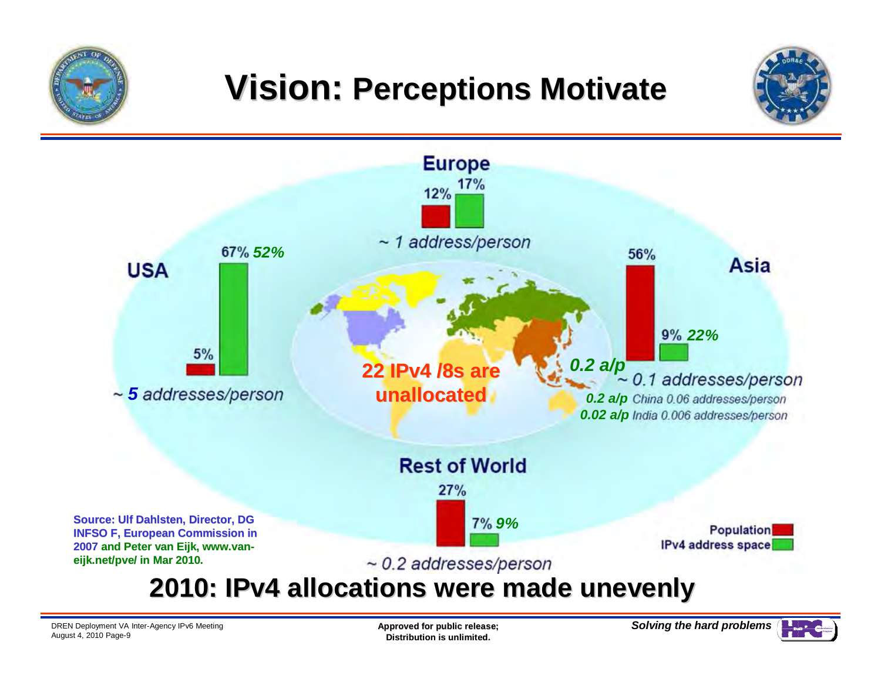# Vision: Perceptions Motivate

**Europe**

12% 17%

~ 1 address/person

**USA**

67% *52%*

5%

~ *5* addresses/person

**Asia**

56%

9% *22%*

*0.2 a/p* ~ 0.1 addresses/person

*0.2 a/p* China 0.06 addresses/person

*0.02 a/p* India 0.006 addresses/person

**22 IPv4 /8s are unallocated**

**Rest of World**

27%

7% *9%*

~ 0.2 addresses/person

Population

IPv4 address space

**Source: Ulf Dahlsten, Director, DG INFSO F, European Commission in 2007 and Peter van Eijk, www.van-eijk.net/pve/ in Mar 2010.**

## 2010: IPv4 allocations were made unevenly

DREN Deployment VA Inter-Agency IPv6 Meeting
August 4, 2010

**Approved for public release; Distribution is unlimited.**

***Solving the hard problems***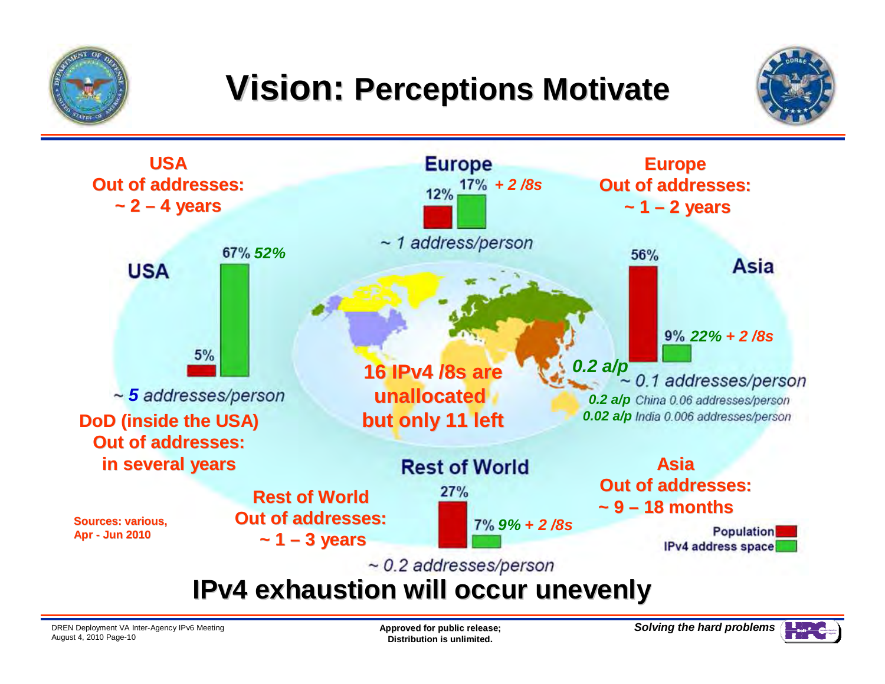# Vision: Perceptions Motivate

**USA**
**Out of addresses:**
**~ 2 – 4 years**

**Europe**
12% 17% *+ 2 /8s*
~ 1 address/person

**Europe**
**Out of addresses:**
**~ 1 – 2 years**

**USA**
5% 67% *52%*
~ *5* addresses/person

**DoD (inside the USA)**
**Out of addresses:**
**in several years**

**Asia**
56% 9% *22% + 2 /8s*
*0.2 a/p* ~ 0.1 addresses/person
*0.2 a/p* China 0.06 addresses/person
*0.02 a/p* India 0.006 addresses/person

**16 IPv4 /8s are unallocated but only 11 left**

**Rest of World**
27% 7% *9% + 2 /8s*
~ 0.2 addresses/person

**Rest of World**
**Out of addresses:**
**~ 1 – 3 years**

**Asia**
**Out of addresses:**
**~ 9 – 18 months**

Population
IPv4 address space

**Sources: various, Apr - Jun 2010**

## IPv4 exhaustion will occur unevenly

DREN Deployment VA Inter-Agency IPv6 Meeting
August 4, 2010

**Approved for public release; Distribution is unlimited.**

***Solving the hard problems***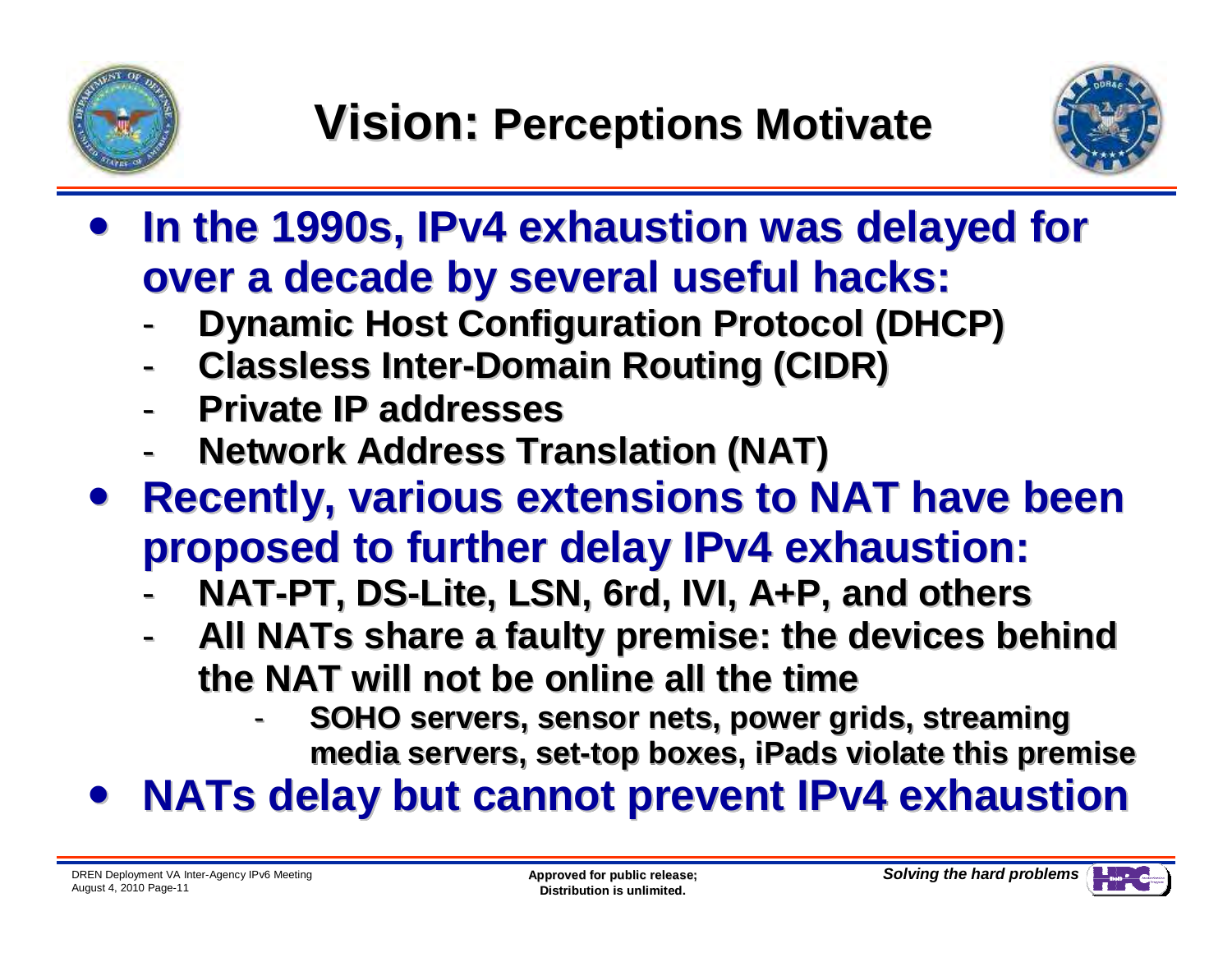# Vision: Perceptions Motivate

- **In the 1990s, IPv4 exhaustion was delayed for over a decade by several useful hacks:**
  - **Dynamic Host Configuration Protocol (DHCP)**
  - **Classless Inter-Domain Routing (CIDR)**
  - **Private IP addresses**
  - **Network Address Translation (NAT)**
- **Recently, various extensions to NAT have been proposed to further delay IPv4 exhaustion:**
  - **NAT-PT, DS-Lite, LSN, 6rd, IVI, A+P, and others**
  - **All NATs share a faulty premise: the devices behind the NAT will not be online all the time**
    - **SOHO servers, sensor nets, power grids, streaming media servers, set-top boxes, iPads violate this premise**
- **NATs delay but cannot prevent IPv4 exhaustion**

DREN Deployment VA Inter-Agency IPv6 Meeting
August 4, 2010

**Approved for public release; Distribution is unlimited.**

***Solving the hard problems***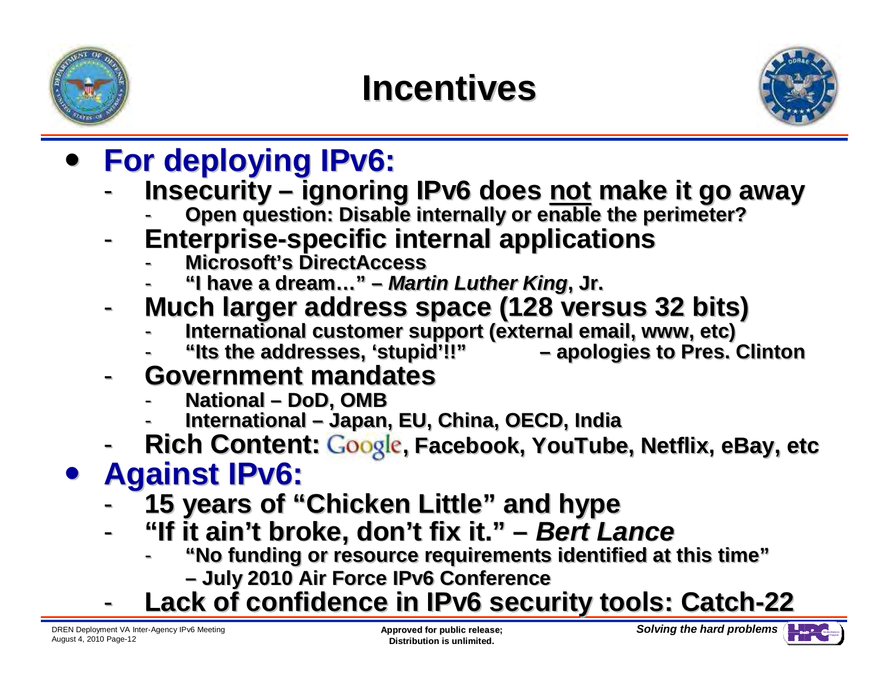# Incentives

- **For deploying IPv6:**
  - **Insecurity – ignoring IPv6 does not make it go away**
    - **Open question: Disable internally or enable the perimeter?**
  - **Enterprise-specific internal applications**
    - **Microsoft's DirectAccess**
    - **"I have a dream…" – *Martin Luther King*, Jr.**
  - **Much larger address space (128 versus 32 bits)**
    - **International customer support (external email, www, etc)**
    - **"Its the addresses, 'stupid'!!" – apologies to Pres. Clinton**
  - **Government mandates**
    - **National – DoD, OMB**
    - **International – Japan, EU, China, OECD, India**
  - **Rich Content: Google, Facebook, YouTube, Netflix, eBay, etc**
- **Against IPv6:**
  - **15 years of "Chicken Little" and hype**
  - **"If it ain't broke, don't fix it." – *Bert Lance***
    - **"No funding or resource requirements identified at this time" – July 2010 Air Force IPv6 Conference**
  - **Lack of confidence in IPv6 security tools: Catch-22**

DREN Deployment VA Inter-Agency IPv6 Meeting
August 4, 2010

Approved for public release; Distribution is unlimited.

*Solving the hard problems*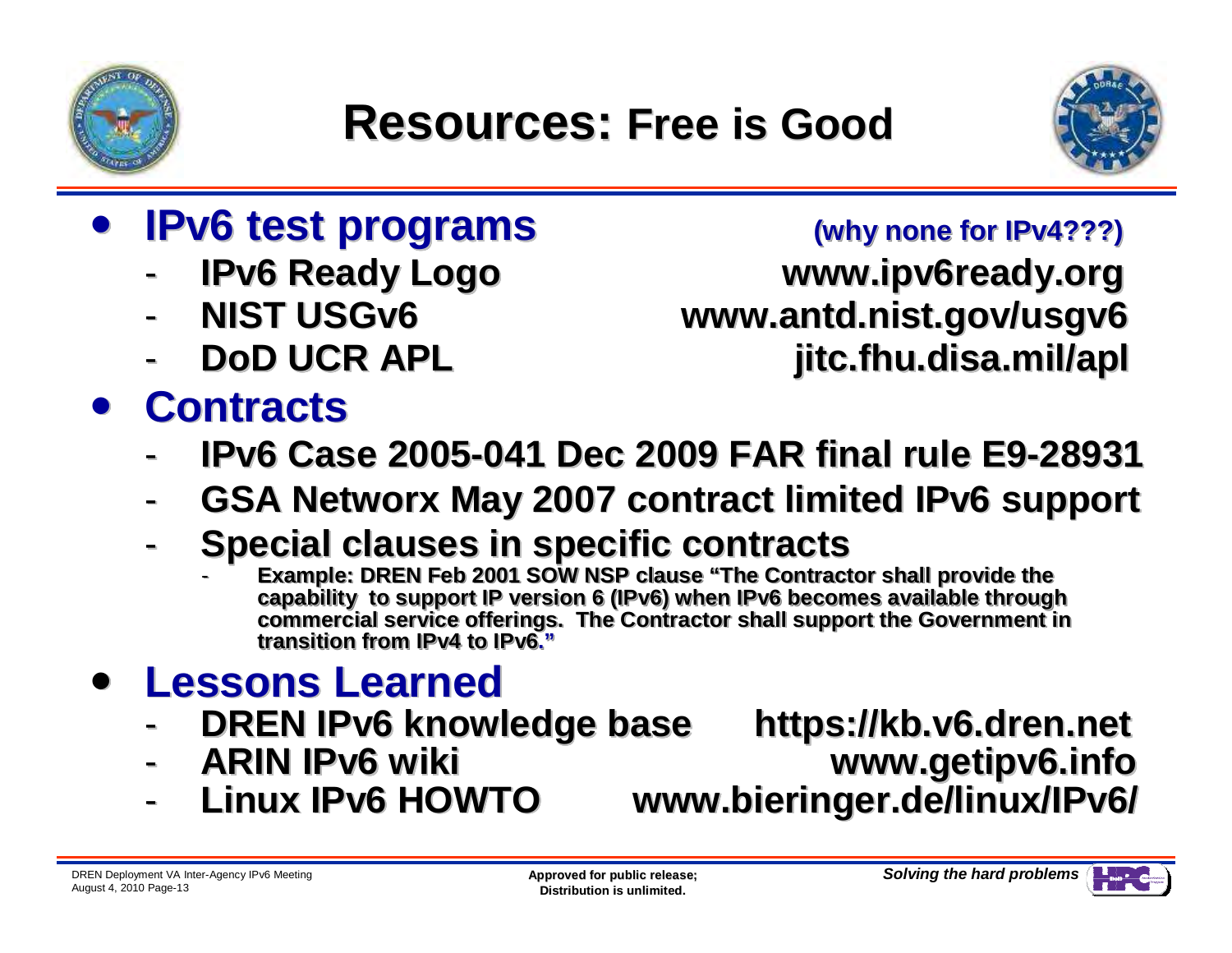# Resources: Free is Good

- **IPv6 test programs** **(why none for IPv4???)**
  - IPv6 Ready Logo www.ipv6ready.org
  - NIST USGv6 www.antd.nist.gov/usgv6
  - DoD UCR APL jitc.fhu.disa.mil/apl
- **Contracts**
  - IPv6 Case 2005-041 Dec 2009 FAR final rule E9-28931
  - GSA Networx May 2007 contract limited IPv6 support
  - Special clauses in specific contracts
    - Example: DREN Feb 2001 SOW NSP clause "The Contractor shall provide the capability to support IP version 6 (IPv6) when IPv6 becomes available through commercial service offerings. The Contractor shall support the Government in transition from IPv4 to IPv6."
- **Lessons Learned**
  - DREN IPv6 knowledge base https://kb.v6.dren.net
  - ARIN IPv6 wiki www.getipv6.info
  - Linux IPv6 HOWTO www.bieringer.de/linux/IPv6/

DREN Deployment VA Inter-Agency IPv6 Meeting
August 4, 2010

Approved for public release;
Distribution is unlimited.

*Solving the hard problems*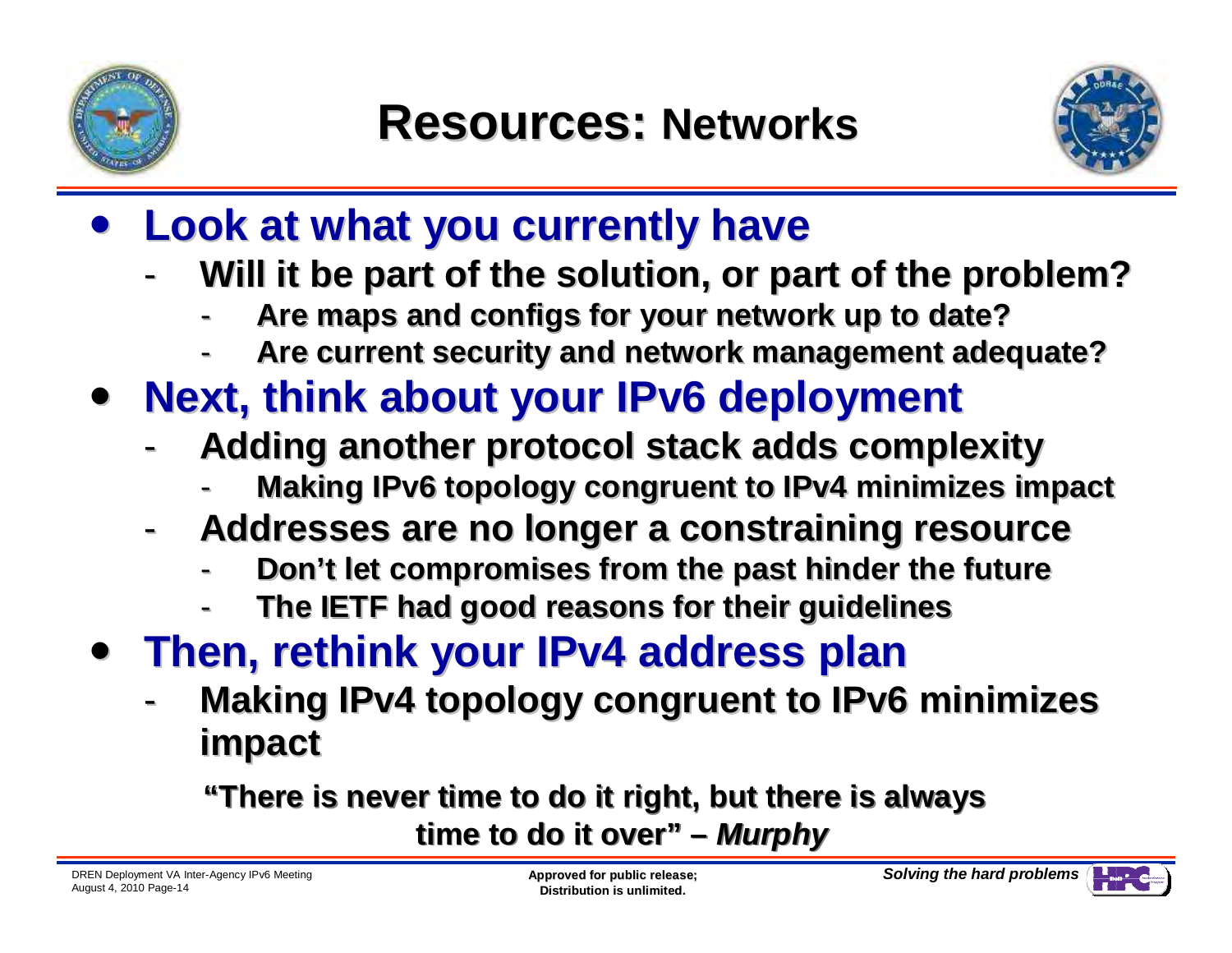# Resources: Networks

- **Look at what you currently have**
  - **Will it be part of the solution, or part of the problem?**
    - **Are maps and configs for your network up to date?**
    - **Are current security and network management adequate?**
- **Next, think about your IPv6 deployment**
  - **Adding another protocol stack adds complexity**
    - **Making IPv6 topology congruent to IPv4 minimizes impact**
  - **Addresses are no longer a constraining resource**
    - **Don't let compromises from the past hinder the future**
    - **The IETF had good reasons for their guidelines**
- **Then, rethink your IPv4 address plan**
  - **Making IPv4 topology congruent to IPv6 minimizes impact**

**"There is never time to do it right, but there is always time to do it over" – *Murphy***

DREN Deployment VA Inter-Agency IPv6 Meeting
August 4, 2010

**Approved for public release; Distribution is unlimited.**

***Solving the hard problems***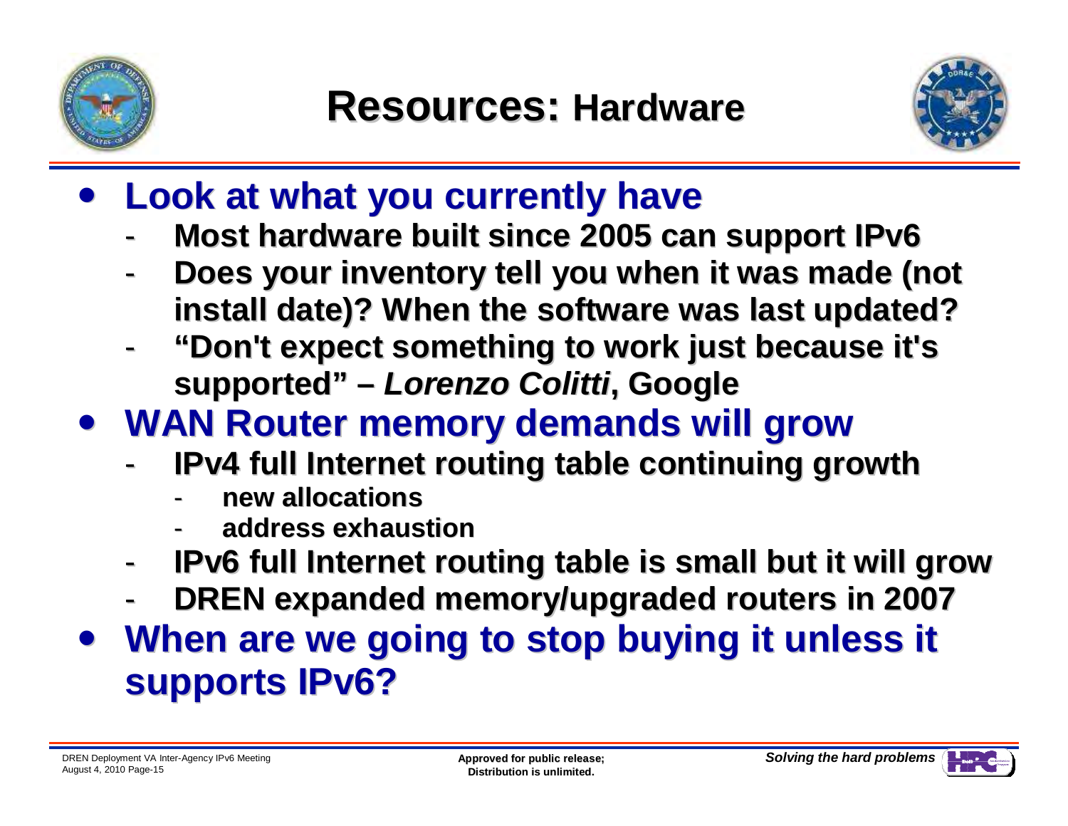# Resources: Hardware

- **Look at what you currently have**
  - **Most hardware built since 2005 can support IPv6**
  - **Does your inventory tell you when it was made (not install date)? When the software was last updated?**
  - **"Don't expect something to work just because it's supported" – *Lorenzo Colitti*, Google**
- **WAN Router memory demands will grow**
  - **IPv4 full Internet routing table continuing growth**
    - **new allocations**
    - **address exhaustion**
  - **IPv6 full Internet routing table is small but it will grow**
  - **DREN expanded memory/upgraded routers in 2007**
- **When are we going to stop buying it unless it supports IPv6?**

**Approved for public release; Distribution is unlimited.**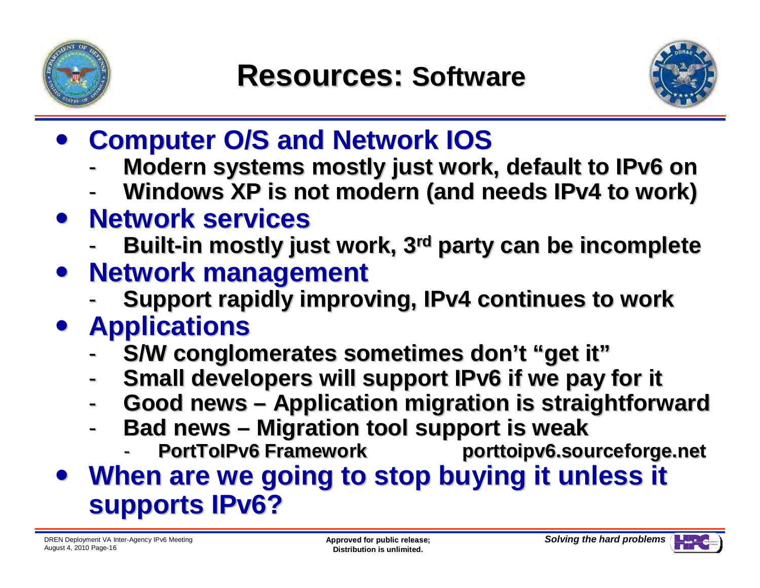# Resources: Software

- **Computer O/S and Network IOS**
  - Modern systems mostly just work, default to IPv6 on
  - Windows XP is not modern (and needs IPv4 to work)
- **Network services**
  - Built-in mostly just work, 3rd party can be incomplete
- **Network management**
  - Support rapidly improving, IPv4 continues to work
- **Applications**
  - S/W conglomerates sometimes don't "get it"
  - Small developers will support IPv6 if we pay for it
  - Good news – Application migration is straightforward
  - Bad news – Migration tool support is weak
    - PortToIPv6 Framework porttoipv6.sourceforge.net
- **When are we going to stop buying it unless it supports IPv6?**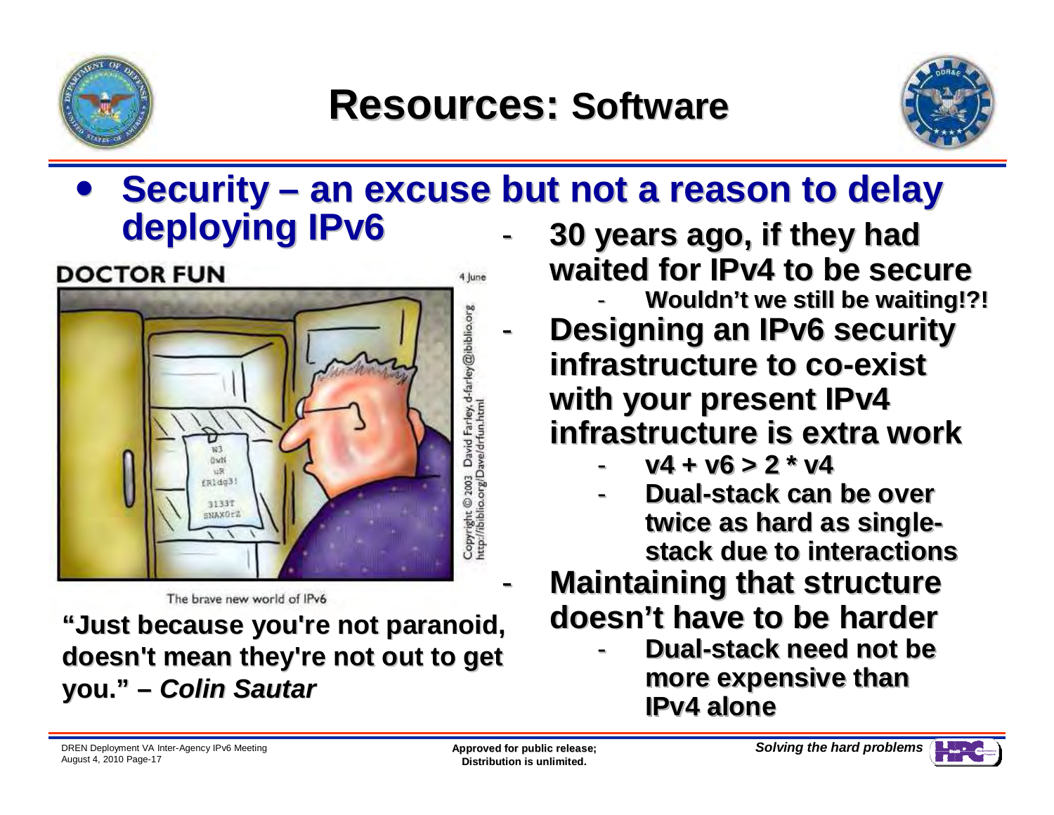# Resources: Software

- **Security – an excuse but not a reason to delay deploying IPv6**

DOCTOR FUN

The brave new world of IPv6

**"Just because you're not paranoid, doesn't mean they're not out to get you." – *Colin Sautar***

- **30 years ago, if they had waited for IPv4 to be secure**
  - **Wouldn't we still be waiting!?!**
- **Designing an IPv6 security infrastructure to co-exist with your present IPv4 infrastructure is extra work**
  - **v4 + v6 > 2 * v4**
  - **Dual-stack can be over twice as hard as single-stack due to interactions**
- **Maintaining that structure doesn't have to be harder**
  - **Dual-stack need not be more expensive than IPv4 alone**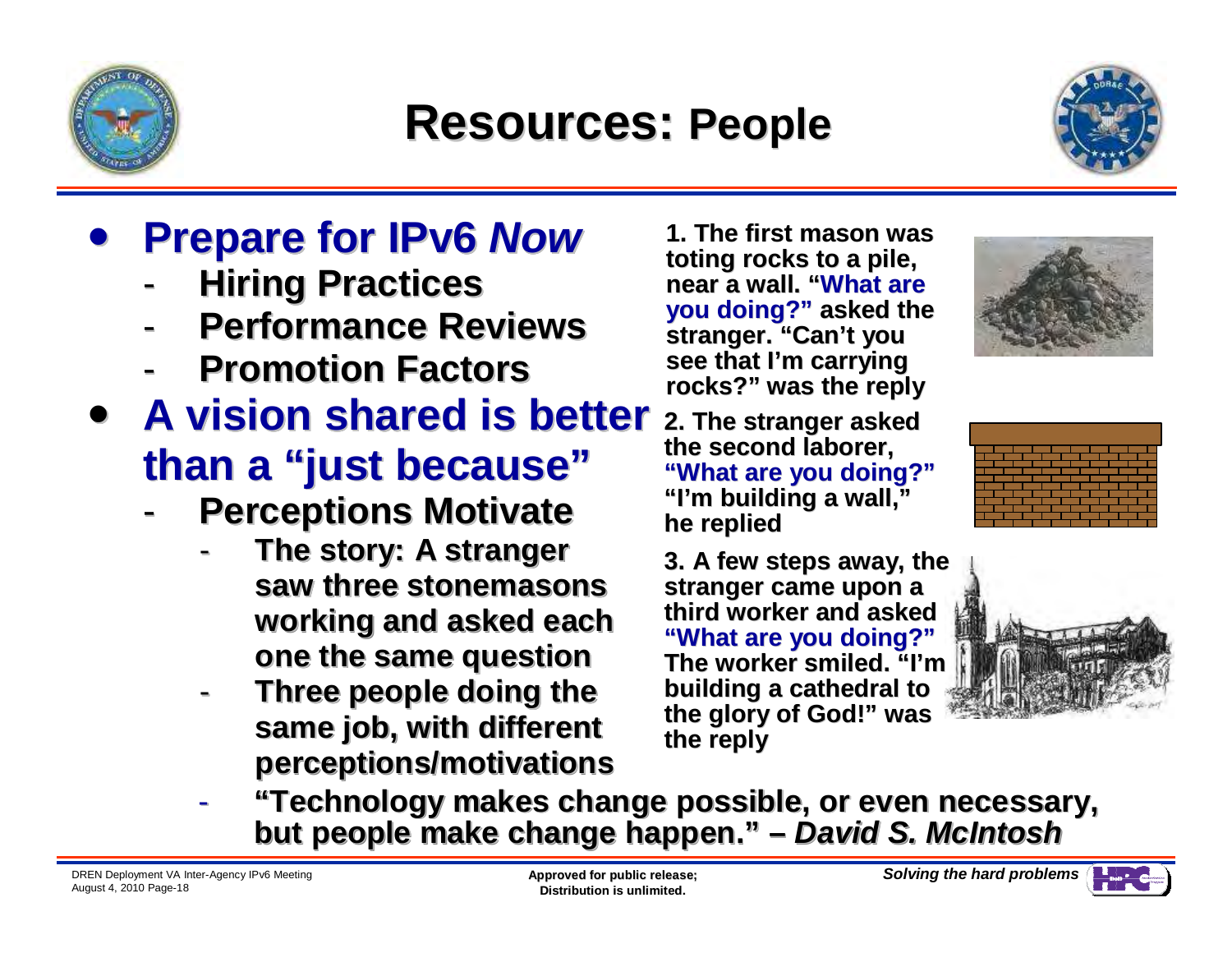# Resources: People

- **Prepare for IPv6 *Now***
  - **Hiring Practices**
  - **Performance Reviews**
  - **Promotion Factors**
- **A vision shared is better than a "just because"**
  - **Perceptions Motivate**
    - **The story: A stranger saw three stonemasons working and asked each one the same question**
    - **Three people doing the same job, with different perceptions/motivations**
  - **"Technology makes change possible, or even necessary, but people make change happen." – *David S. McIntosh***

**1. The first mason was toting rocks to a pile, near a wall. "What are you doing?" asked the stranger. "Can't you see that I'm carrying rocks?" was the reply**

**2. The stranger asked the second laborer, "What are you doing?" "I'm building a wall," he replied**

**3. A few steps away, the stranger came upon a third worker and asked "What are you doing?" The worker smiled. "I'm building a cathedral to the glory of God!" was the reply**

DREN Deployment VA Inter-Agency IPv6 Meeting
August 4, 2010

**Approved for public release; Distribution is unlimited.**

***Solving the hard problems***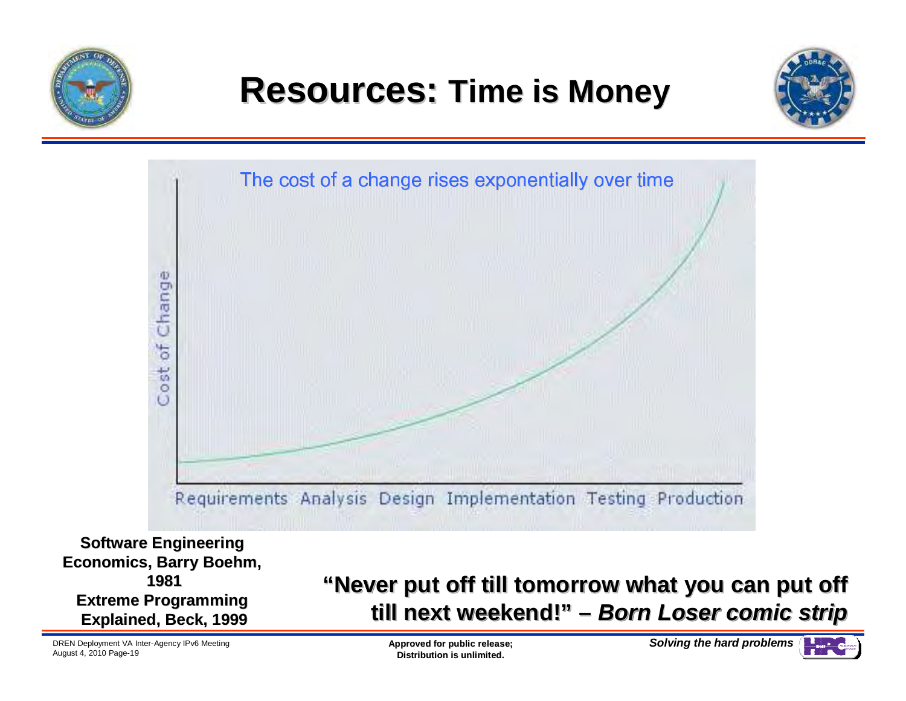# Resources: Time is Money

The cost of a change rises exponentially over time

Cost of Change

Requirements Analysis Design Implementation Testing Production

**Software Engineering Economics, Barry Boehm, 1981**
**Extreme Programming Explained, Beck, 1999**

**"Never put off till tomorrow what you can put off till next weekend!" – *Born Loser comic strip***

**Approved for public release; Distribution is unlimited.**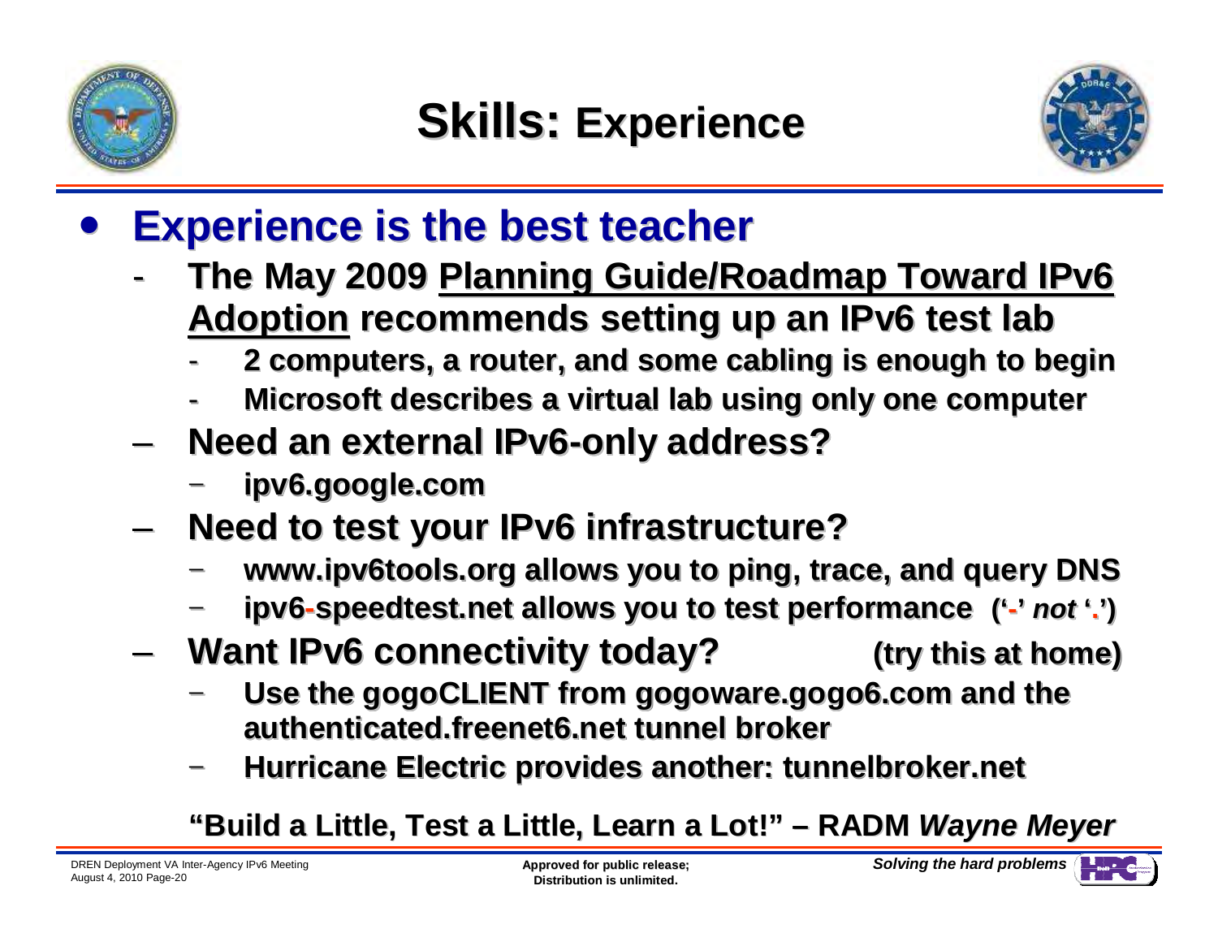# Skills: Experience

- **Experience is the best teacher**
  - **The May 2009 <u>Planning Guide/Roadmap Toward IPv6 Adoption</u> recommends setting up an IPv6 test lab**
    - **2 computers, a router, and some cabling is enough to begin**
    - **Microsoft describes a virtual lab using only one computer**
  - **Need an external IPv6-only address?**
    - **ipv6.google.com**
  - **Need to test your IPv6 infrastructure?**
    - **www.ipv6tools.org allows you to ping, trace, and query DNS**
    - **ipv6-speedtest.net allows you to test performance ('-' *not* '.')**
  - **Want IPv6 connectivity today? (try this at home)**
    - **Use the gogoCLIENT from gogoware.gogo6.com and the authenticated.freenet6.net tunnel broker**
    - **Hurricane Electric provides another: tunnelbroker.net**

**"Build a Little, Test a Little, Learn a Lot!" – RADM *Wayne Meyer***

**Approved for public release; Distribution is unlimited.**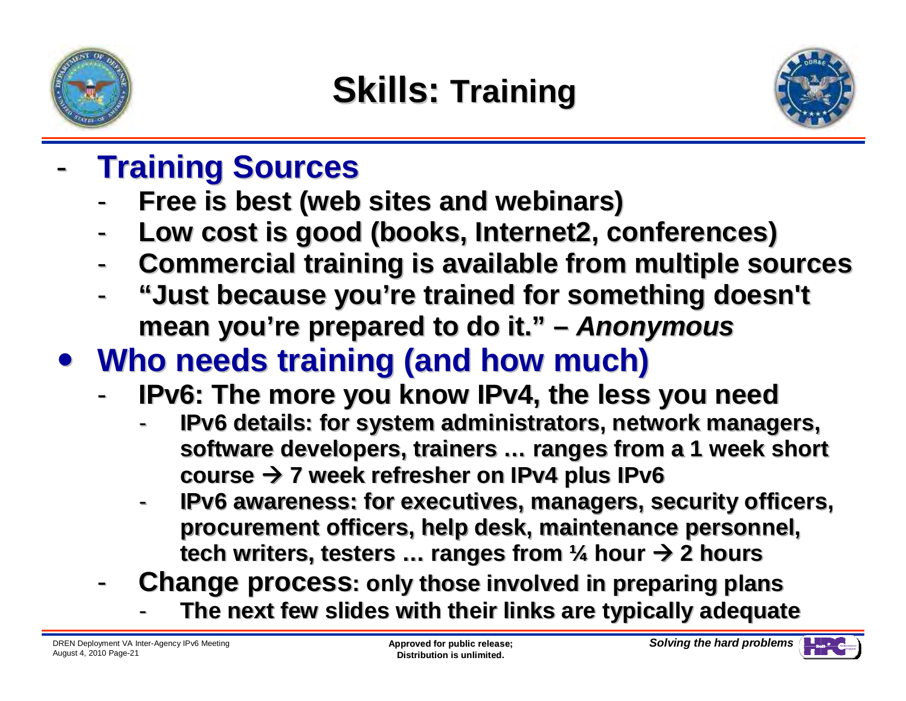# Skills: Training

- **Training Sources**
  - **Free is best (web sites and webinars)**
  - **Low cost is good (books, Internet2, conferences)**
  - **Commercial training is available from multiple sources**
  - **"Just because you're trained for something doesn't mean you're prepared to do it." –** ***Anonymous***
- **Who needs training (and how much)**
  - **IPv6: The more you know IPv4, the less you need**
    - **IPv6 details: for system administrators, network managers, software developers, trainers … ranges from a 1 week short course → 7 week refresher on IPv4 plus IPv6**
    - **IPv6 awareness: for executives, managers, security officers, procurement officers, help desk, maintenance personnel, tech writers, testers … ranges from ¼ hour → 2 hours**
  - **Change process: only those involved in preparing plans**
    - **The next few slides with their links are typically adequate**

DREN Deployment VA Inter-Agency IPv6 Meeting
August 4, 2010

**Approved for public release; Distribution is unlimited.**

***Solving the hard problems***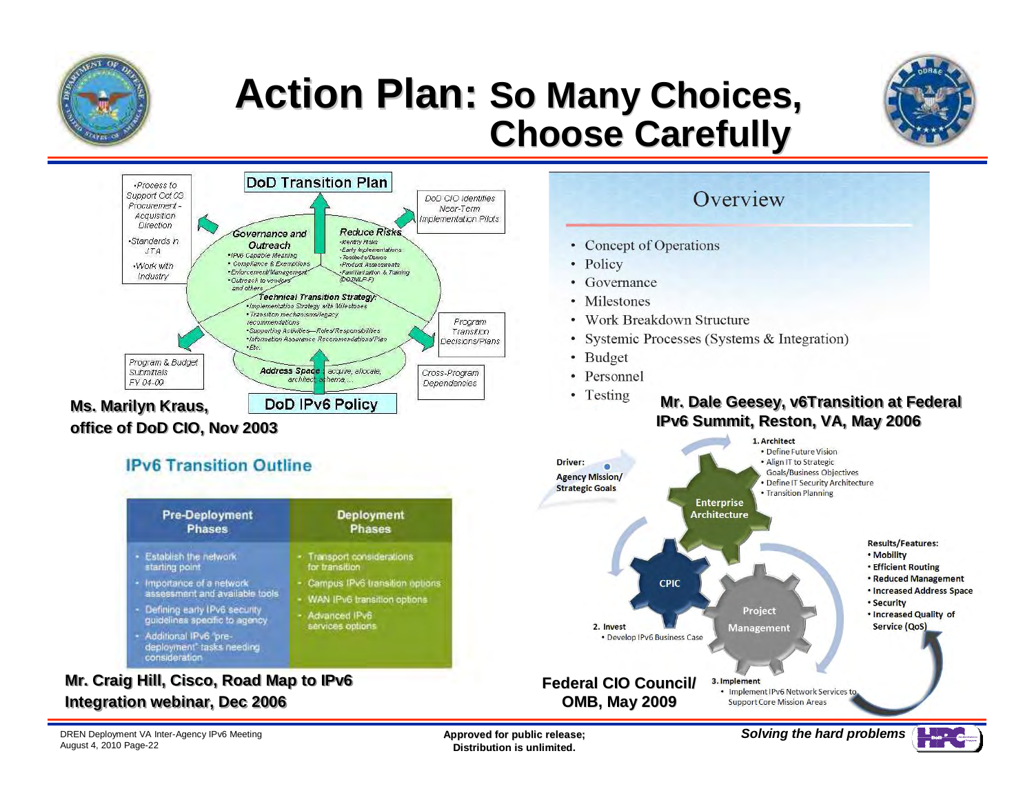# Action Plan: So Many Choices, Choose Carefully

## DoD Transition Plan

- Process to Support Oct 03 Procurement - Acquisition Direction
- Standards in JTA
- Work with Industry

DoD CIO Identifies Near-Term Implementation Pilots

**Governance and Outreach**
- IPv6 Capable Meaning
- Compliance & Exemptions
- Enforcement/Management
- Outreach to vendors and others

**Reduce Risks**
- Identify Risks
- Early Implementations
- Testbeds/Demos
- Product Assessments
- Familiarization & Training (DOTMLP-F)

**Technical Transition Strategy:**
- Implementation Strategy with Milestones
- Transition mechanisms/legacy recommendations
- Supporting Activities—Roles/Responsibilities
- Information Assurance Recommendations/Plan
- Etc.

**Address Space:** acquire, allocate, architect, schema,...

Program & Budget Submittals FY 04-09

Program Transition Decisions/Plans

Cross-Program Dependencies

DoD IPv6 Policy

**Ms. Marilyn Kraus, office of DoD CIO, Nov 2003**

## Overview

- Concept of Operations
- Policy
- Governance
- Milestones
- Work Breakdown Structure
- Systemic Processes (Systems & Integration)
- Budget
- Personnel
- Testing

**Mr. Dale Geesey, v6Transition at Federal IPv6 Summit, Reston, VA, May 2006**

## IPv6 Transition Outline

| Pre-Deployment Phases | Deployment Phases |
| --- | --- |
| • Establish the network starting point<br>• Importance of a network assessment and available tools<br>• Defining early IPv6 security guidelines specific to agency<br>• Additional IPv6 "pre-deployment" tasks needing consideration | • Transport considerations for transition<br>• Campus IPv6 transition options<br>• WAN IPv6 transition options<br>• Advanced IPv6 services options |

**Mr. Craig Hill, Cisco, Road Map to IPv6 Integration webinar, Dec 2006**

Driver: Agency Mission/ Strategic Goals

1. Architect
   - Define Future Vision
   - Align IT to Strategic Goals/Business Objectives
   - Define IT Security Architecture
   - Transition Planning

Enterprise Architecture

CPIC

Project Management

2. Invest
   - Develop IPv6 Business Case

3. Implement
   - Implement IPv6 Network Services to Support Core Mission Areas

Results/Features:
- Mobility
- Efficient Routing
- Reduced Management
- Increased Address Space
- Security
- Increased Quality of Service (QoS)

**Federal CIO Council/ OMB, May 2009**

DREN Deployment VA Inter-Agency IPv6 Meeting
August 4, 2010

Approved for public release; Distribution is unlimited.

*Solving the hard problems*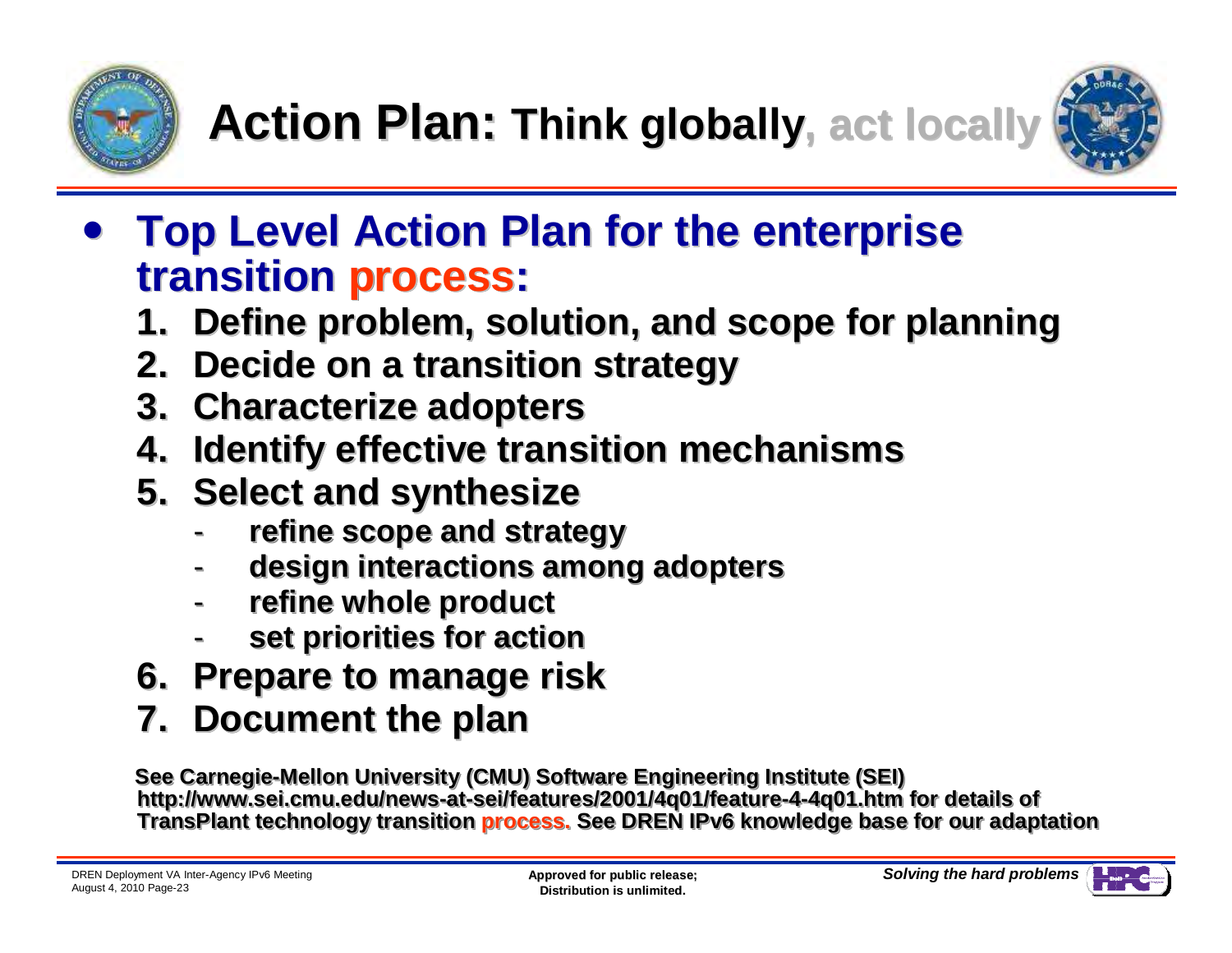# Action Plan: Think globally, act locally

- **Top Level Action Plan for the enterprise transition process:**
  1. Define problem, solution, and scope for planning
  2. Decide on a transition strategy
  3. Characterize adopters
  4. Identify effective transition mechanisms
  5. Select and synthesize
     - refine scope and strategy
     - design interactions among adopters
     - refine whole product
     - set priorities for action
  6. Prepare to manage risk
  7. Document the plan

See Carnegie-Mellon University (CMU) Software Engineering Institute (SEI) http://www.sei.cmu.edu/news-at-sei/features/2001/4q01/feature-4-4q01.htm for details of TransPlant technology transition process. See DREN IPv6 knowledge base for our adaptation

DREN Deployment VA Inter-Agency IPv6 Meeting
August 4, 2010 Page-23

Approved for public release;
Distribution is unlimited.

*Solving the hard problems*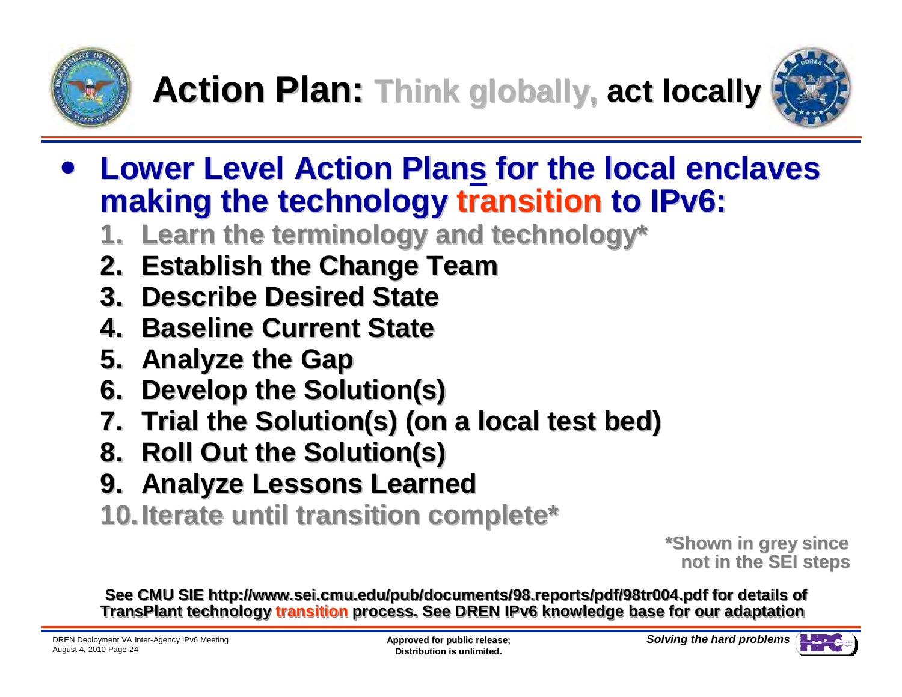# Action Plan: Think globally, act locally

- **Lower Level Action Plans for the local enclaves making the technology transition to IPv6:**
  1. Learn the terminology and technology*
  2. Establish the Change Team
  3. Describe Desired State
  4. Baseline Current State
  5. Analyze the Gap
  6. Develop the Solution(s)
  7. Trial the Solution(s) (on a local test bed)
  8. Roll Out the Solution(s)
  9. Analyze Lessons Learned
  10. Iterate until transition complete*

*Shown in grey since not in the SEI steps

**See CMU SIE http://www.sei.cmu.edu/pub/documents/98.reports/pdf/98tr004.pdf for details of TransPlant technology transition process. See DREN IPv6 knowledge base for our adaptation**

Approved for public release; Distribution is unlimited.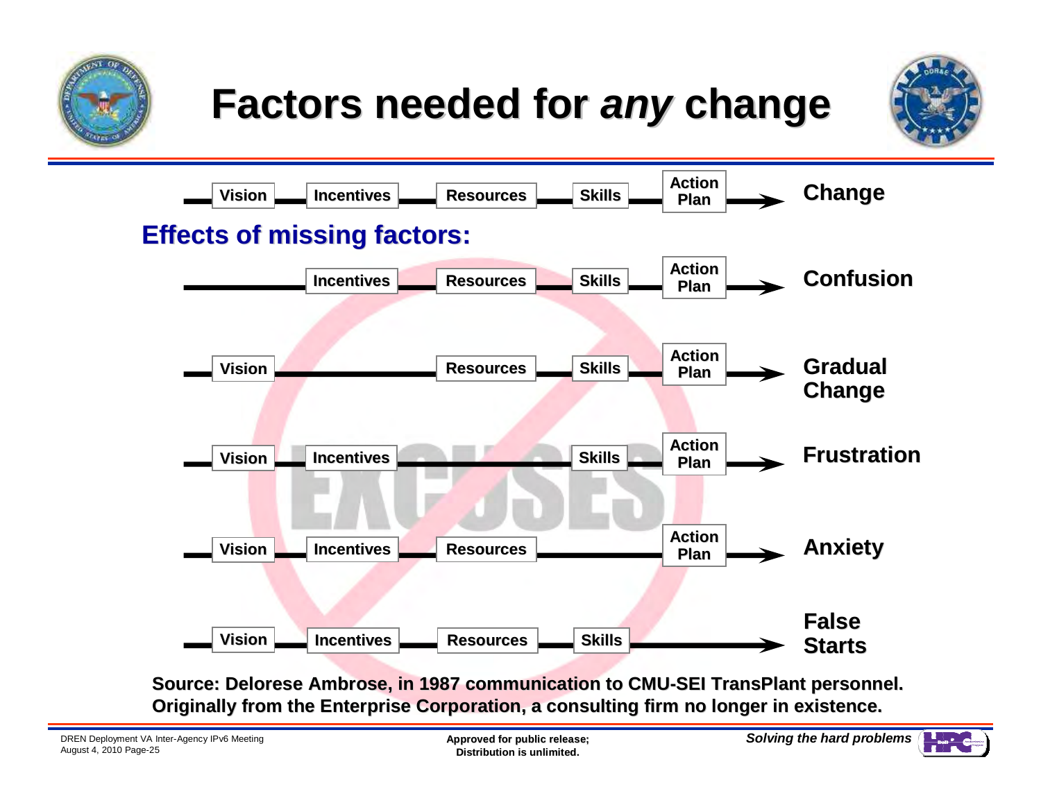# Factors needed for *any* change

| Vision | Incentives | Resources | Skills | Action Plan | → |
|---|---|---|---|---|---|
| Vision | Incentives | Resources | Skills | Action Plan | **Change** |

## Effects of missing factors:

| Vision | Incentives | Resources | Skills | Action Plan | → |
|---|---|---|---|---|---|
| | Incentives | Resources | Skills | Action Plan | **Confusion** |
| Vision | | Resources | Skills | Action Plan | **Gradual Change** |
| Vision | Incentives | | Skills | Action Plan | **Frustration** |
| Vision | Incentives | Resources | | Action Plan | **Anxiety** |
| Vision | Incentives | Resources | Skills | | **False Starts** |

**Source: Delorese Ambrose, in 1987 communication to CMU-SEI TransPlant personnel. Originally from the Enterprise Corporation, a consulting firm no longer in existence.**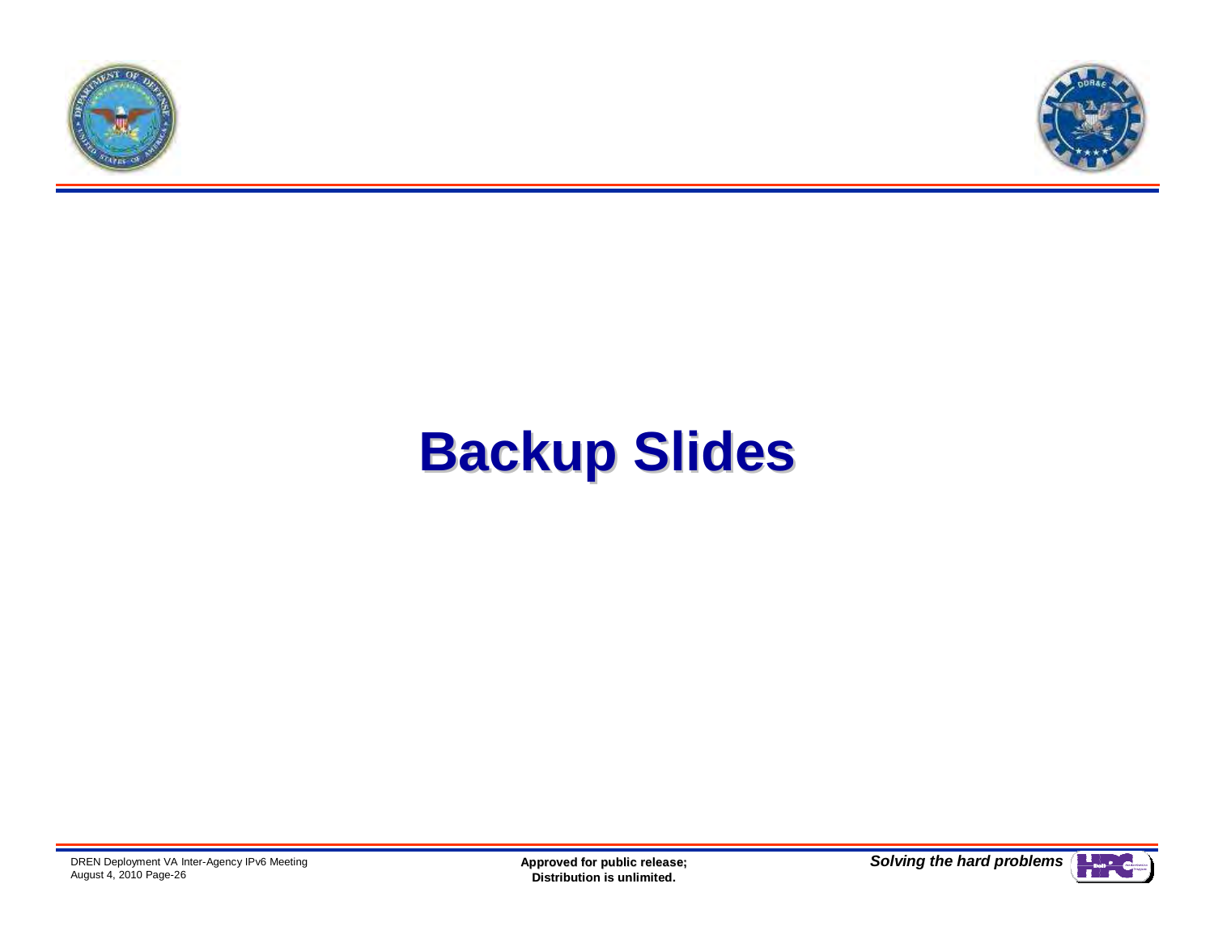# Backup Slides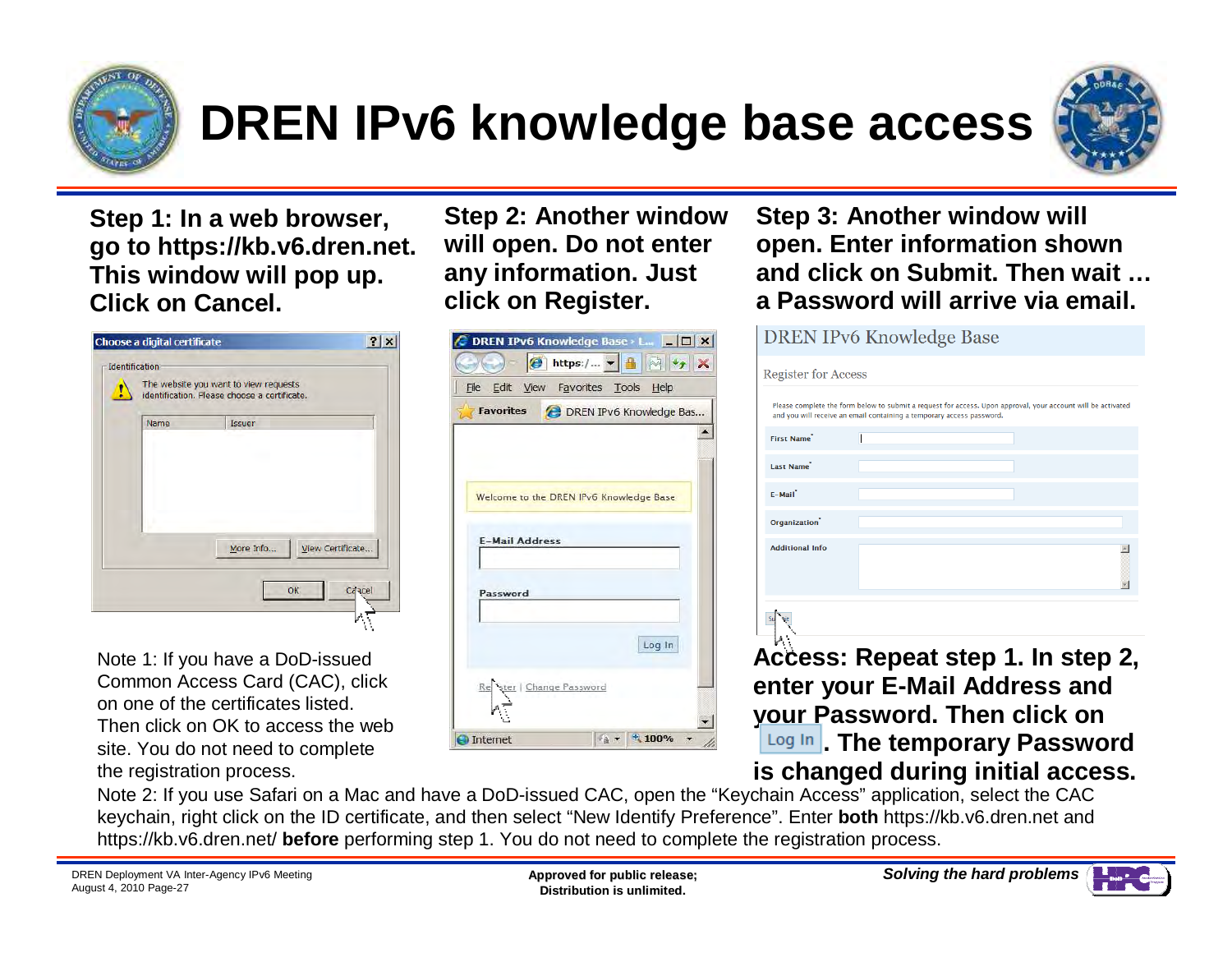# DREN IPv6 knowledge base access

**Step 1: In a web browser, go to https://kb.v6.dren.net. This window will pop up. Click on Cancel.**

Note 1: If you have a DoD-issued Common Access Card (CAC), click on one of the certificates listed. Then click on OK to access the web site. You do not need to complete the registration process.

**Step 2: Another window will open. Do not enter any information. Just click on Register.**

**Step 3: Another window will open. Enter information shown and click on Submit. Then wait … a Password will arrive via email.**

**Access: Repeat step 1. In step 2, enter your E-Mail Address and your Password. Then click on Log In. The temporary Password is changed during initial access.**

Note 2: If you use Safari on a Mac and have a DoD-issued CAC, open the "Keychain Access" application, select the CAC keychain, right click on the ID certificate, and then select "New Identify Preference". Enter **both** https://kb.v6.dren.net and https://kb.v6.dren.net/ **before** performing step 1. You do not need to complete the registration process.

DREN Deployment VA Inter-Agency IPv6 Meeting
August 4, 2010

**Approved for public release; Distribution is unlimited.**

***Solving the hard problems***